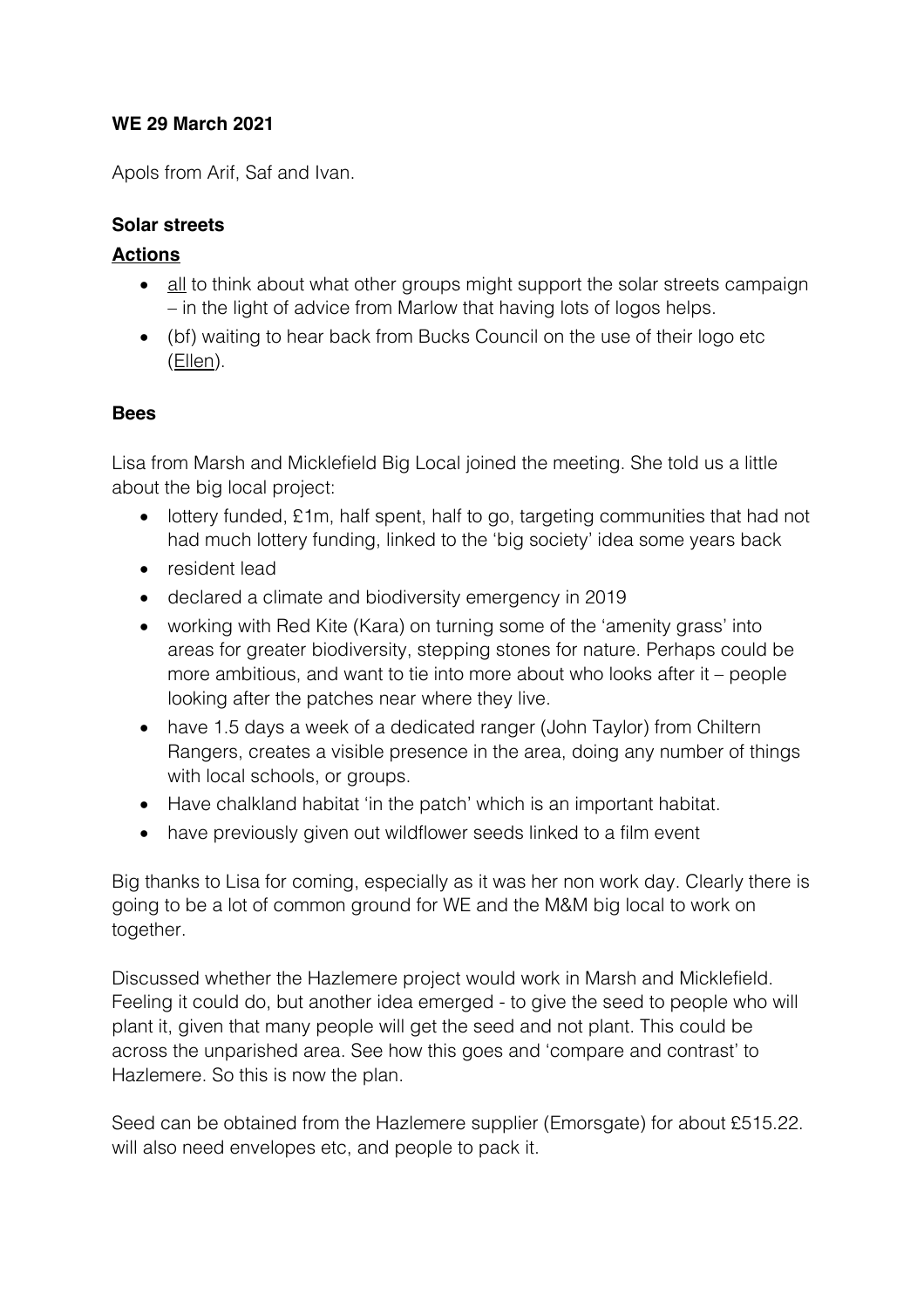**WE 29 March 2021**

Apols from Arif, Saf and Ivan.

**Solar streets**

**Actions**

- all to think about what other groups might support the solar streets campaign – in the light of advice from Marlow that having lots of logos helps.
- (bf) waiting to hear back from Bucks Council on the use of their logo etc (Ellen).

**Bees**

Lisa from Marsh and Micklefield Big Local joined the meeting. She told us a little about the big local project:

- lottery funded, £1m, half spent, half to go, targeting communities that had not had much lottery funding, linked to the 'big society' idea some years back
- resident lead
- declared a climate and biodiversity emergency in 2019
- working with Red Kite (Kara) on turning some of the 'amenity grass' into areas for greater biodiversity, stepping stones for nature. Perhaps could be more ambitious, and want to tie into more about who looks after it – people looking after the patches near where they live.
- have 1.5 days a week of a dedicated ranger (John Taylor) from Chiltern Rangers, creates a visible presence in the area, doing any number of things with local schools, or groups.
- Have chalkland habitat 'in the patch' which is an important habitat.
- have previously given out wildflower seeds linked to a film event

Big thanks to Lisa for coming, especially as it was her non work day. Clearly there is going to be a lot of common ground for WE and the M&M big local to work on together.

Discussed whether the Hazlemere project would work in Marsh and Micklefield. Feeling it could do, but another idea emerged - to give the seed to people who will plant it, given that many people will get the seed and not plant. This could be across the unparished area. See how this goes and 'compare and contrast' to Hazlemere. So this is now the plan.

Seed can be obtained from the Hazlemere supplier (Emorsgate) for about £515.22. will also need envelopes etc, and people to pack it.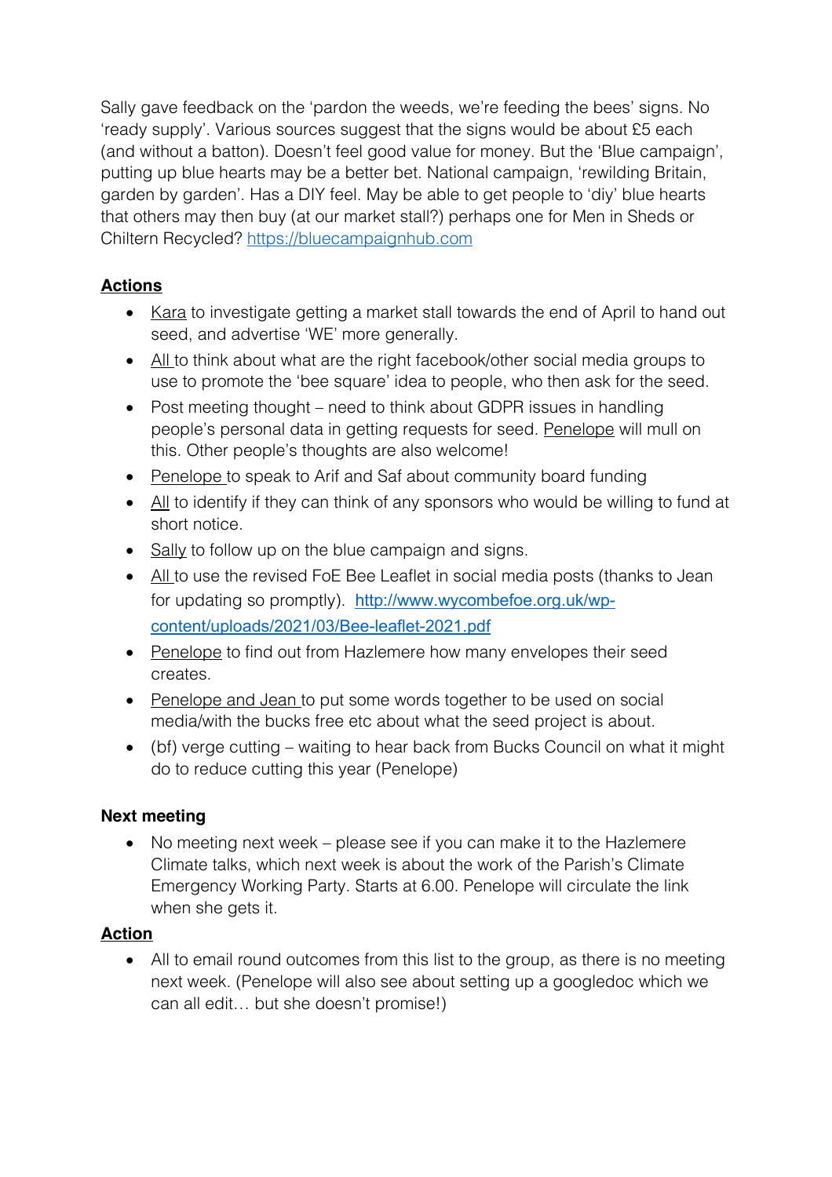Sally gave feedback on the 'pardon the weeds, we're feeding the bees' signs. No 'ready supply'. Various sources suggest that the signs would be about £5 each (and without a batton). Doesn't feel good value for money. But the 'Blue campaign', putting up blue hearts may be a better bet. National campaign, 'rewilding Britain, garden by garden'. Has a DIY feel. May be able to get people to 'diy' blue hearts that others may then buy (at our market stall?) perhaps one for Men in Sheds or Chiltern Recycled? https://bluecampaignhub.com

**Actions**

- Kara to investigate getting a market stall towards the end of April to hand out seed, and advertise 'WE' more generally.
- All to think about what are the right facebook/other social media groups to use to promote the 'bee square' idea to people, who then ask for the seed.
- Post meeting thought – need to think about GDPR issues in handling people's personal data in getting requests for seed. Penelope will mull on this. Other people's thoughts are also welcome!
- Penelope to speak to Arif and Saf about community board funding
- All to identify if they can think of any sponsors who would be willing to fund at short notice.
- Sally to follow up on the blue campaign and signs.
- All to use the revised FoE Bee Leaflet in social media posts (thanks to Jean for updating so promptly). http://www.wycombefoe.org.uk/wp-content/uploads/2021/03/Bee-leaflet-2021.pdf
- Penelope to find out from Hazlemere how many envelopes their seed creates.
- Penelope and Jean to put some words together to be used on social media/with the bucks free etc about what the seed project is about.
- (bf) verge cutting – waiting to hear back from Bucks Council on what it might do to reduce cutting this year (Penelope)

**Next meeting**

- No meeting next week – please see if you can make it to the Hazlemere Climate talks, which next week is about the work of the Parish's Climate Emergency Working Party. Starts at 6.00. Penelope will circulate the link when she gets it.

**Action**

- All to email round outcomes from this list to the group, as there is no meeting next week. (Penelope will also see about setting up a googledoc which we can all edit… but she doesn't promise!)